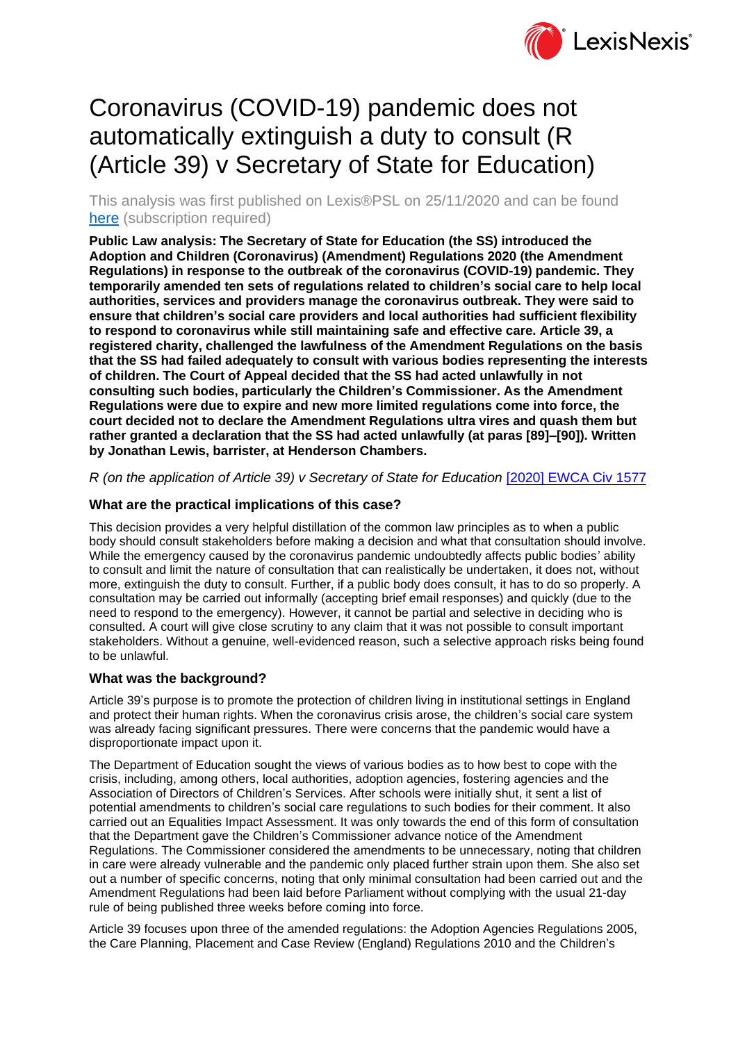# Coronavirus (COVID-19) pandemic does not automatically extinguish a duty to consult (R (Article 39) v Secretary of State for Education)

This analysis was first published on Lexis®PSL on 25/11/2020 and can be found [here](#) (subscription required)

**Public Law analysis: The Secretary of State for Education (the SS) introduced the Adoption and Children (Coronavirus) (Amendment) Regulations 2020 (the Amendment Regulations) in response to the outbreak of the coronavirus (COVID-19) pandemic. They temporarily amended ten sets of regulations related to children's social care to help local authorities, services and providers manage the coronavirus outbreak. They were said to ensure that children's social care providers and local authorities had sufficient flexibility to respond to coronavirus while still maintaining safe and effective care. Article 39, a registered charity, challenged the lawfulness of the Amendment Regulations on the basis that the SS had failed adequately to consult with various bodies representing the interests of children. The Court of Appeal decided that the SS had acted unlawfully in not consulting such bodies, particularly the Children's Commissioner. As the Amendment Regulations were due to expire and new more limited regulations come into force, the court decided not to declare the Amendment Regulations ultra vires and quash them but rather granted a declaration that the SS had acted unlawfully (at paras [89]–[90]). Written by Jonathan Lewis, barrister, at Henderson Chambers.**

*R (on the application of Article 39) v Secretary of State for Education* [[2020] EWCA Civ 1577](#)

### What are the practical implications of this case?

This decision provides a very helpful distillation of the common law principles as to when a public body should consult stakeholders before making a decision and what that consultation should involve. While the emergency caused by the coronavirus pandemic undoubtedly affects public bodies' ability to consult and limit the nature of consultation that can realistically be undertaken, it does not, without more, extinguish the duty to consult. Further, if a public body does consult, it has to do so properly. A consultation may be carried out informally (accepting brief email responses) and quickly (due to the need to respond to the emergency). However, it cannot be partial and selective in deciding who is consulted. A court will give close scrutiny to any claim that it was not possible to consult important stakeholders. Without a genuine, well-evidenced reason, such a selective approach risks being found to be unlawful.

### What was the background?

Article 39's purpose is to promote the protection of children living in institutional settings in England and protect their human rights. When the coronavirus crisis arose, the children's social care system was already facing significant pressures. There were concerns that the pandemic would have a disproportionate impact upon it.

The Department of Education sought the views of various bodies as to how best to cope with the crisis, including, among others, local authorities, adoption agencies, fostering agencies and the Association of Directors of Children's Services. After schools were initially shut, it sent a list of potential amendments to children's social care regulations to such bodies for their comment. It also carried out an Equalities Impact Assessment. It was only towards the end of this form of consultation that the Department gave the Children's Commissioner advance notice of the Amendment Regulations. The Commissioner considered the amendments to be unnecessary, noting that children in care were already vulnerable and the pandemic only placed further strain upon them. She also set out a number of specific concerns, noting that only minimal consultation had been carried out and the Amendment Regulations had been laid before Parliament without complying with the usual 21-day rule of being published three weeks before coming into force.

Article 39 focuses upon three of the amended regulations: the Adoption Agencies Regulations 2005, the Care Planning, Placement and Case Review (England) Regulations 2010 and the Children's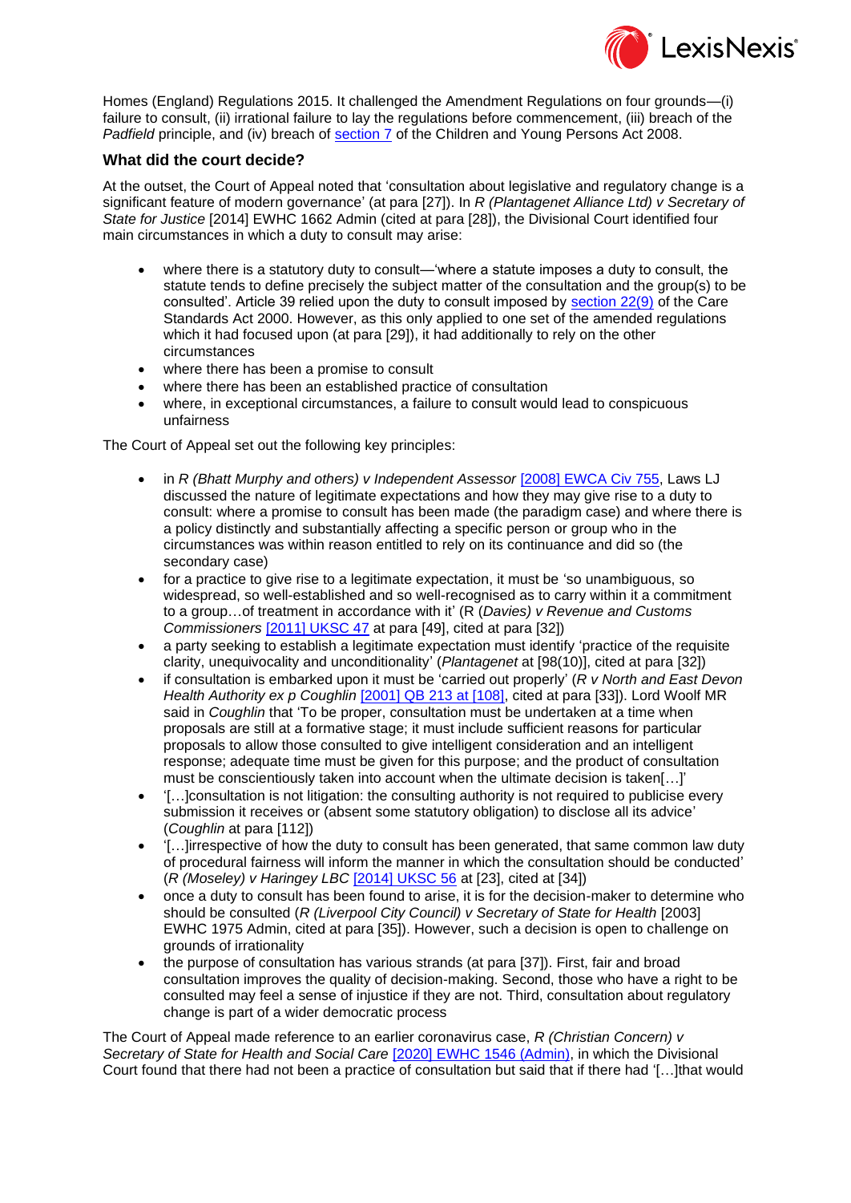Homes (England) Regulations 2015. It challenged the Amendment Regulations on four grounds—(i) failure to consult, (ii) irrational failure to lay the regulations before commencement, (iii) breach of the *Padfield* principle, and (iv) breach of section 7 of the Children and Young Persons Act 2008.

### What did the court decide?

At the outset, the Court of Appeal noted that 'consultation about legislative and regulatory change is a significant feature of modern governance' (at para [27]). In *R (Plantagenet Alliance Ltd) v Secretary of State for Justice* [2014] EWHC 1662 Admin (cited at para [28]), the Divisional Court identified four main circumstances in which a duty to consult may arise:

- where there is a statutory duty to consult—'where a statute imposes a duty to consult, the statute tends to define precisely the subject matter of the consultation and the group(s) to be consulted'. Article 39 relied upon the duty to consult imposed by section 22(9) of the Care Standards Act 2000. However, as this only applied to one set of the amended regulations which it had focused upon (at para [29]), it had additionally to rely on the other circumstances
- where there has been a promise to consult
- where there has been an established practice of consultation
- where, in exceptional circumstances, a failure to consult would lead to conspicuous unfairness

The Court of Appeal set out the following key principles:

- in *R (Bhatt Murphy and others) v Independent Assessor* [2008] EWCA Civ 755, Laws LJ discussed the nature of legitimate expectations and how they may give rise to a duty to consult: where a promise to consult has been made (the paradigm case) and where there is a policy distinctly and substantially affecting a specific person or group who in the circumstances was within reason entitled to rely on its continuance and did so (the secondary case)
- for a practice to give rise to a legitimate expectation, it must be 'so unambiguous, so widespread, so well-established and so well-recognised as to carry within it a commitment to a group…of treatment in accordance with it' (R (*Davies) v Revenue and Customs Commissioners* [2011] UKSC 47 at para [49], cited at para [32])
- a party seeking to establish a legitimate expectation must identify 'practice of the requisite clarity, unequivocality and unconditionality' (*Plantagenet* at [98(10)], cited at para [32])
- if consultation is embarked upon it must be 'carried out properly' (*R v North and East Devon Health Authority ex p Coughlin* [2001] QB 213 at [108], cited at para [33]). Lord Woolf MR said in *Coughlin* that 'To be proper, consultation must be undertaken at a time when proposals are still at a formative stage; it must include sufficient reasons for particular proposals to allow those consulted to give intelligent consideration and an intelligent response; adequate time must be given for this purpose; and the product of consultation must be conscientiously taken into account when the ultimate decision is taken[…]'
- '[…]consultation is not litigation: the consulting authority is not required to publicise every submission it receives or (absent some statutory obligation) to disclose all its advice' (*Coughlin* at para [112])
- '[…]irrespective of how the duty to consult has been generated, that same common law duty of procedural fairness will inform the manner in which the consultation should be conducted' (*R (Moseley) v Haringey LBC* [2014] UKSC 56 at [23], cited at [34])
- once a duty to consult has been found to arise, it is for the decision-maker to determine who should be consulted (*R (Liverpool City Council) v Secretary of State for Health* [2003] EWHC 1975 Admin, cited at para [35]). However, such a decision is open to challenge on grounds of irrationality
- the purpose of consultation has various strands (at para [37]). First, fair and broad consultation improves the quality of decision-making. Second, those who have a right to be consulted may feel a sense of injustice if they are not. Third, consultation about regulatory change is part of a wider democratic process

The Court of Appeal made reference to an earlier coronavirus case, *R (Christian Concern) v Secretary of State for Health and Social Care* [2020] EWHC 1546 (Admin), in which the Divisional Court found that there had not been a practice of consultation but said that if there had '[…]that would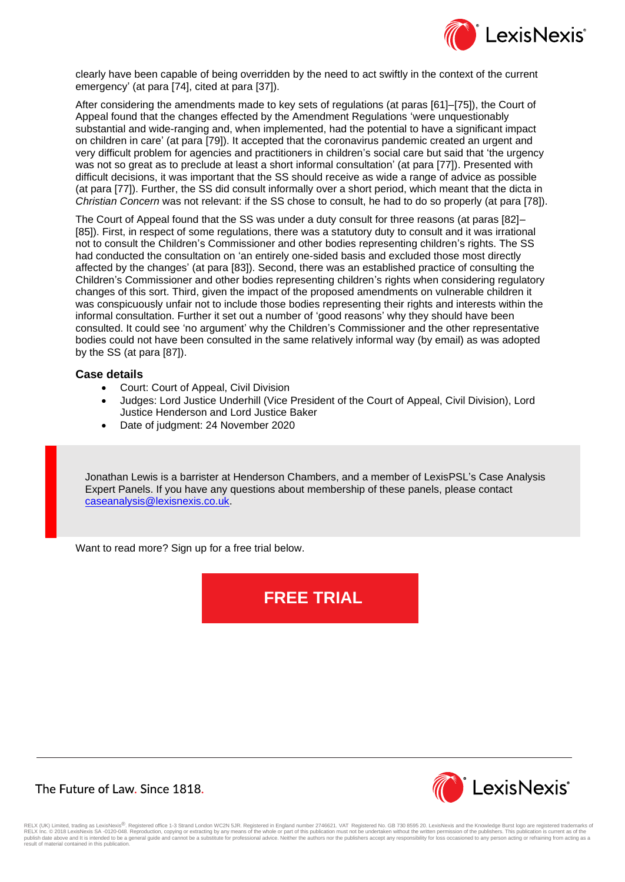clearly have been capable of being overridden by the need to act swiftly in the context of the current emergency' (at para [74], cited at para [37]).

After considering the amendments made to key sets of regulations (at paras [61]–[75]), the Court of Appeal found that the changes effected by the Amendment Regulations 'were unquestionably substantial and wide-ranging and, when implemented, had the potential to have a significant impact on children in care' (at para [79]). It accepted that the coronavirus pandemic created an urgent and very difficult problem for agencies and practitioners in children's social care but said that 'the urgency was not so great as to preclude at least a short informal consultation' (at para [77]). Presented with difficult decisions, it was important that the SS should receive as wide a range of advice as possible (at para [77]). Further, the SS did consult informally over a short period, which meant that the dicta in *Christian Concern* was not relevant: if the SS chose to consult, he had to do so properly (at para [78]).

The Court of Appeal found that the SS was under a duty consult for three reasons (at paras [82]–[85]). First, in respect of some regulations, there was a statutory duty to consult and it was irrational not to consult the Children's Commissioner and other bodies representing children's rights. The SS had conducted the consultation on 'an entirely one-sided basis and excluded those most directly affected by the changes' (at para [83]). Second, there was an established practice of consulting the Children's Commissioner and other bodies representing children's rights when considering regulatory changes of this sort. Third, given the impact of the proposed amendments on vulnerable children it was conspicuously unfair not to include those bodies representing their rights and interests within the informal consultation. Further it set out a number of 'good reasons' why they should have been consulted. It could see 'no argument' why the Children's Commissioner and the other representative bodies could not have been consulted in the same relatively informal way (by email) as was adopted by the SS (at para [87]).

**Case details**

- Court: Court of Appeal, Civil Division
- Judges: Lord Justice Underhill (Vice President of the Court of Appeal, Civil Division), Lord Justice Henderson and Lord Justice Baker
- Date of judgment: 24 November 2020

Jonathan Lewis is a barrister at Henderson Chambers, and a member of LexisPSL's Case Analysis Expert Panels. If you have any questions about membership of these panels, please contact caseanalysis@lexisnexis.co.uk.

Want to read more? Sign up for a free trial below.

**FREE TRIAL**